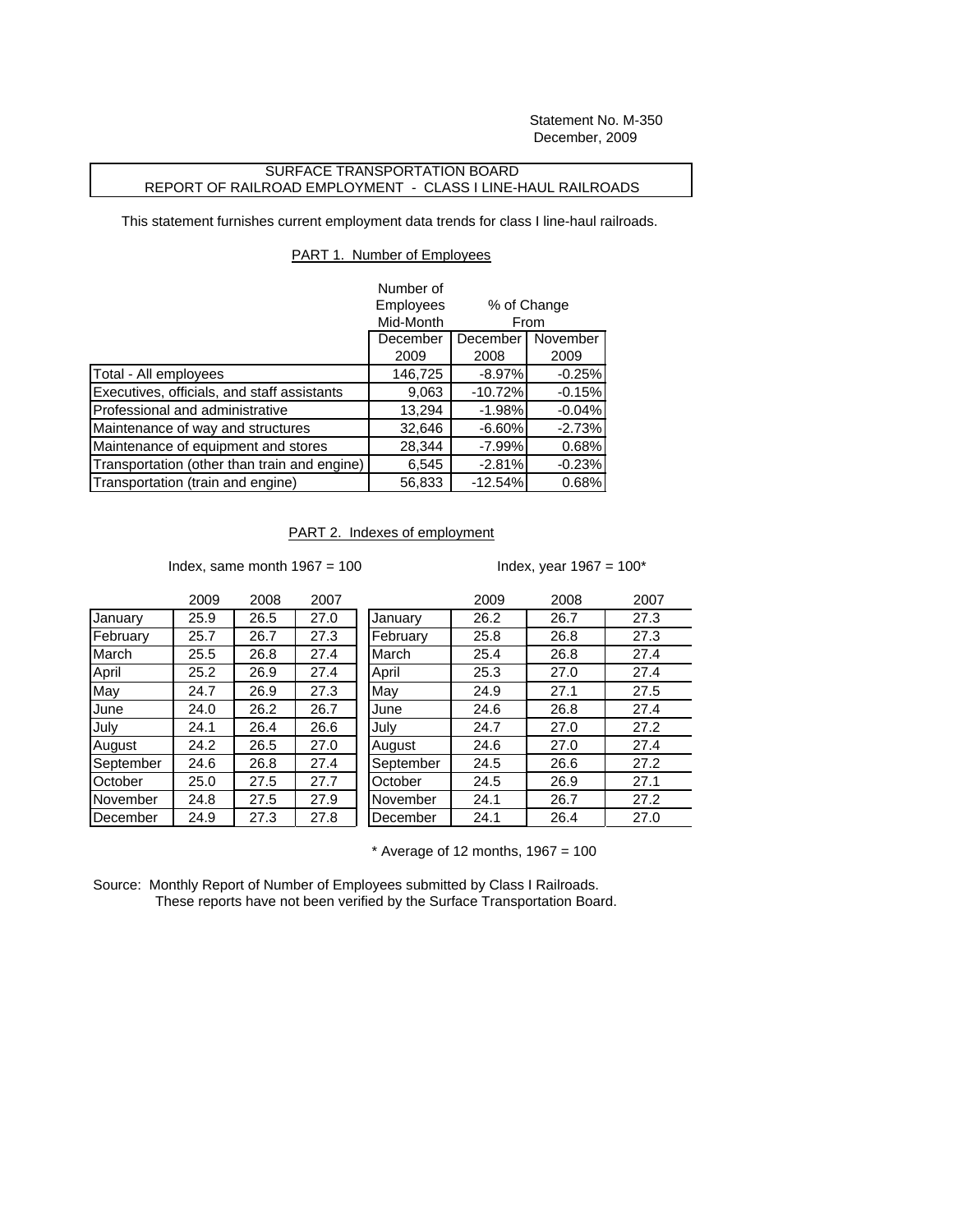Statement No. M-350
December, 2009

## SURFACE TRANSPORTATION BOARD
## REPORT OF RAILROAD EMPLOYMENT - CLASS I LINE-HAUL RAILROADS

This statement furnishes current employment data trends for class I line-haul railroads.

### PART 1. Number of Employees

| | Number of Employees Mid-Month | % of Change From | |
|---|---|---|---|
| | December 2009 | December 2008 | November 2009 |
| Total - All employees | 146,725 | -8.97% | -0.25% |
| Executives, officials, and staff assistants | 9,063 | -10.72% | -0.15% |
| Professional and administrative | 13,294 | -1.98% | -0.04% |
| Maintenance of way and structures | 32,646 | -6.60% | -2.73% |
| Maintenance of equipment and stores | 28,344 | -7.99% | 0.68% |
| Transportation (other than train and engine) | 6,545 | -2.81% | -0.23% |
| Transportation (train and engine) | 56,833 | -12.54% | 0.68% |

### PART 2. Indexes of employment

Index, same month 1967 = 100

| | 2009 | 2008 | 2007 |
|---|---|---|---|
| January | 25.9 | 26.5 | 27.0 |
| February | 25.7 | 26.7 | 27.3 |
| March | 25.5 | 26.8 | 27.4 |
| April | 25.2 | 26.9 | 27.4 |
| May | 24.7 | 26.9 | 27.3 |
| June | 24.0 | 26.2 | 26.7 |
| July | 24.1 | 26.4 | 26.6 |
| August | 24.2 | 26.5 | 27.0 |
| September | 24.6 | 26.8 | 27.4 |
| October | 25.0 | 27.5 | 27.7 |
| November | 24.8 | 27.5 | 27.9 |
| December | 24.9 | 27.3 | 27.8 |

Index, year 1967 = 100*

| | 2009 | 2008 | 2007 |
|---|---|---|---|
| January | 26.2 | 26.7 | 27.3 |
| February | 25.8 | 26.8 | 27.3 |
| March | 25.4 | 26.8 | 27.4 |
| April | 25.3 | 27.0 | 27.4 |
| May | 24.9 | 27.1 | 27.5 |
| June | 24.6 | 26.8 | 27.4 |
| July | 24.7 | 27.0 | 27.2 |
| August | 24.6 | 27.0 | 27.4 |
| September | 24.5 | 26.6 | 27.2 |
| October | 24.5 | 26.9 | 27.1 |
| November | 24.1 | 26.7 | 27.2 |
| December | 24.1 | 26.4 | 27.0 |

* Average of 12 months, 1967 = 100

Source: Monthly Report of Number of Employees submitted by Class I Railroads.
These reports have not been verified by the Surface Transportation Board.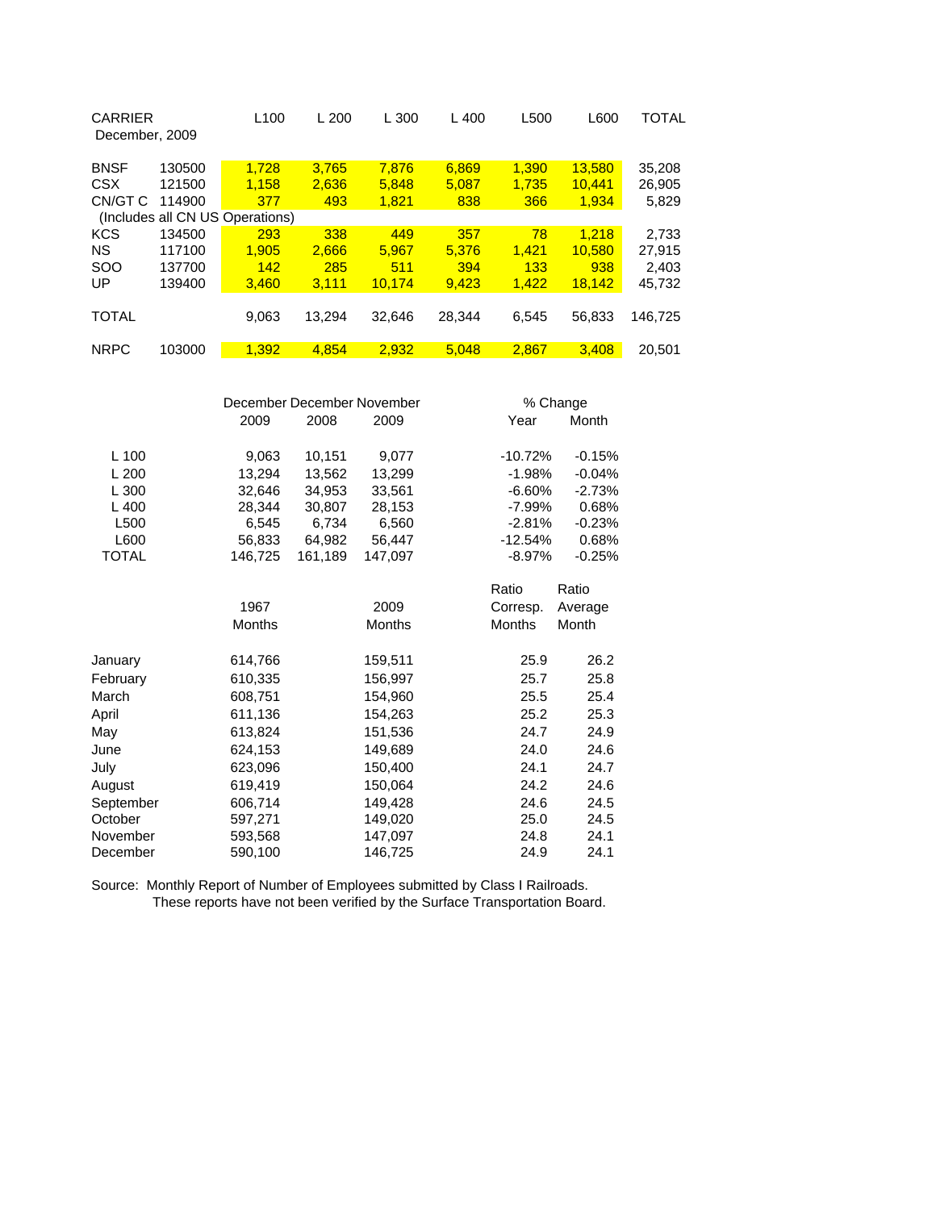| CARRIER December, 2009 | | L100 | L 200 | L 300 | L 400 | L500 | L600 | TOTAL |
|---|---|---|---|---|---|---|---|---|
| BNSF | 130500 | 1,728 | 3,765 | 7,876 | 6,869 | 1,390 | 13,580 | 35,208 |
| CSX | 121500 | 1,158 | 2,636 | 5,848 | 5,087 | 1,735 | 10,441 | 26,905 |
| CN/GT C | 114900 | 377 | 493 | 1,821 | 838 | 366 | 1,934 | 5,829 |
| (Includes all CN US Operations) | | | | | | | | |
| KCS | 134500 | 293 | 338 | 449 | 357 | 78 | 1,218 | 2,733 |
| NS | 117100 | 1,905 | 2,666 | 5,967 | 5,376 | 1,421 | 10,580 | 27,915 |
| SOO | 137700 | 142 | 285 | 511 | 394 | 133 | 938 | 2,403 |
| UP | 139400 | 3,460 | 3,111 | 10,174 | 9,423 | 1,422 | 18,142 | 45,732 |
| TOTAL | | 9,063 | 13,294 | 32,646 | 28,344 | 6,545 | 56,833 | 146,725 |
| NRPC | 103000 | 1,392 | 4,854 | 2,932 | 5,048 | 2,867 | 3,408 | 20,501 |

| | December 2009 | December 2008 | November 2009 | % Change Year | % Change Month |
|---|---|---|---|---|---|
| L 100 | 9,063 | 10,151 | 9,077 | -10.72% | -0.15% |
| L 200 | 13,294 | 13,562 | 13,299 | -1.98% | -0.04% |
| L 300 | 32,646 | 34,953 | 33,561 | -6.60% | -2.73% |
| L 400 | 28,344 | 30,807 | 28,153 | -7.99% | 0.68% |
| L500 | 6,545 | 6,734 | 6,560 | -2.81% | -0.23% |
| L600 | 56,833 | 64,982 | 56,447 | -12.54% | 0.68% |
| TOTAL | 146,725 | 161,189 | 147,097 | -8.97% | -0.25% |

| | 1967 Months | 2009 Months | Ratio Corresp. Months | Ratio Average Month |
|---|---|---|---|---|
| January | 614,766 | 159,511 | 25.9 | 26.2 |
| February | 610,335 | 156,997 | 25.7 | 25.8 |
| March | 608,751 | 154,960 | 25.5 | 25.4 |
| April | 611,136 | 154,263 | 25.2 | 25.3 |
| May | 613,824 | 151,536 | 24.7 | 24.9 |
| June | 624,153 | 149,689 | 24.0 | 24.6 |
| July | 623,096 | 150,400 | 24.1 | 24.7 |
| August | 619,419 | 150,064 | 24.2 | 24.6 |
| September | 606,714 | 149,428 | 24.6 | 24.5 |
| October | 597,271 | 149,020 | 25.0 | 24.5 |
| November | 593,568 | 147,097 | 24.8 | 24.1 |
| December | 590,100 | 146,725 | 24.9 | 24.1 |

Source: Monthly Report of Number of Employees submitted by Class I Railroads.
These reports have not been verified by the Surface Transportation Board.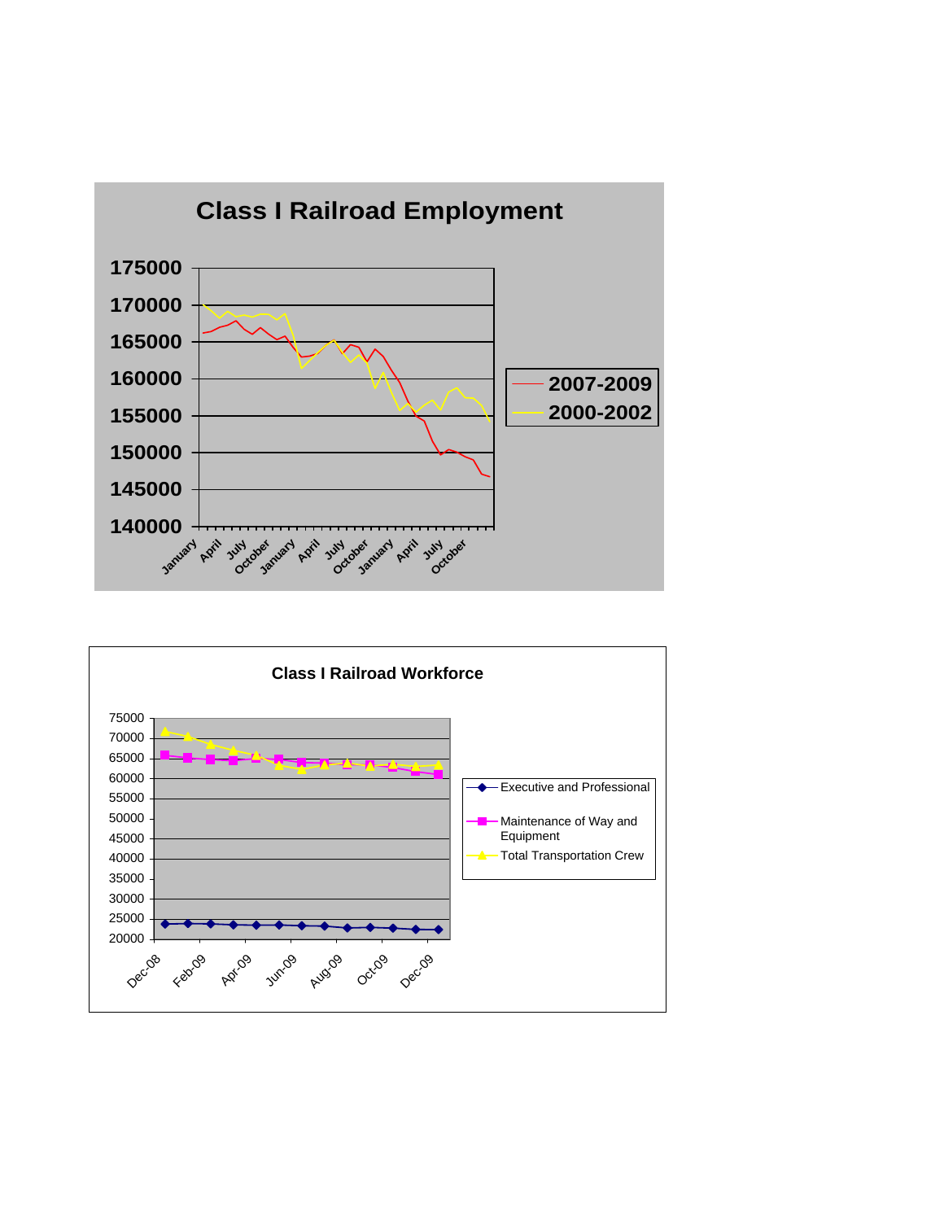**Class I Railroad Employment**

175000
170000
165000
160000
155000
150000
145000
140000

January April July October January April July October January April July October

2007-2009
2000-2002

**Class I Railroad Workforce**

75000
70000
65000
60000
55000
50000
45000
40000
35000
30000
25000
20000

Dec-08 Feb-09 Apr-09 Jun-09 Aug-09 Oct-09 Dec-09

Executive and Professional
Maintenance of Way and Equipment
Total Transportation Crew